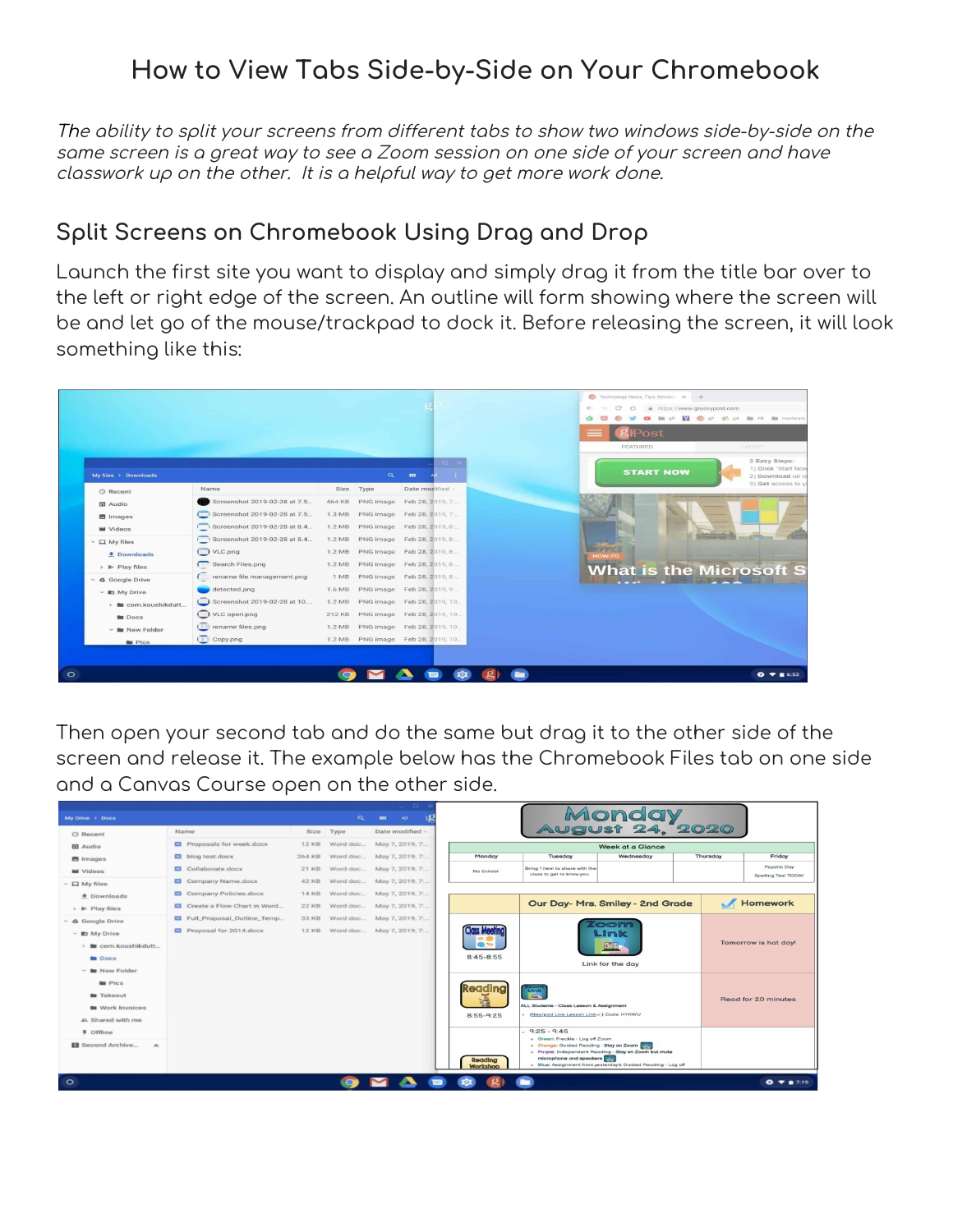# How to View Tabs Side-by-Side on Your Chromebook

*The ability to split your screens from different tabs to show two windows side-by-side on the same screen is a great way to see a Zoom session on one side of your screen and have classwork up on the other. It is a helpful way to get more work done.*

## Split Screens on Chromebook Using Drag and Drop

Launch the first site you want to display and simply drag it from the title bar over to the left or right edge of the screen. An outline will form showing where the screen will be and let go of the mouse/trackpad to dock it. Before releasing the screen, it will look something like this:

Then open your second tab and do the same but drag it to the other side of the screen and release it. The example below has the Chromebook Files tab on one side and a Canvas Course open on the other side.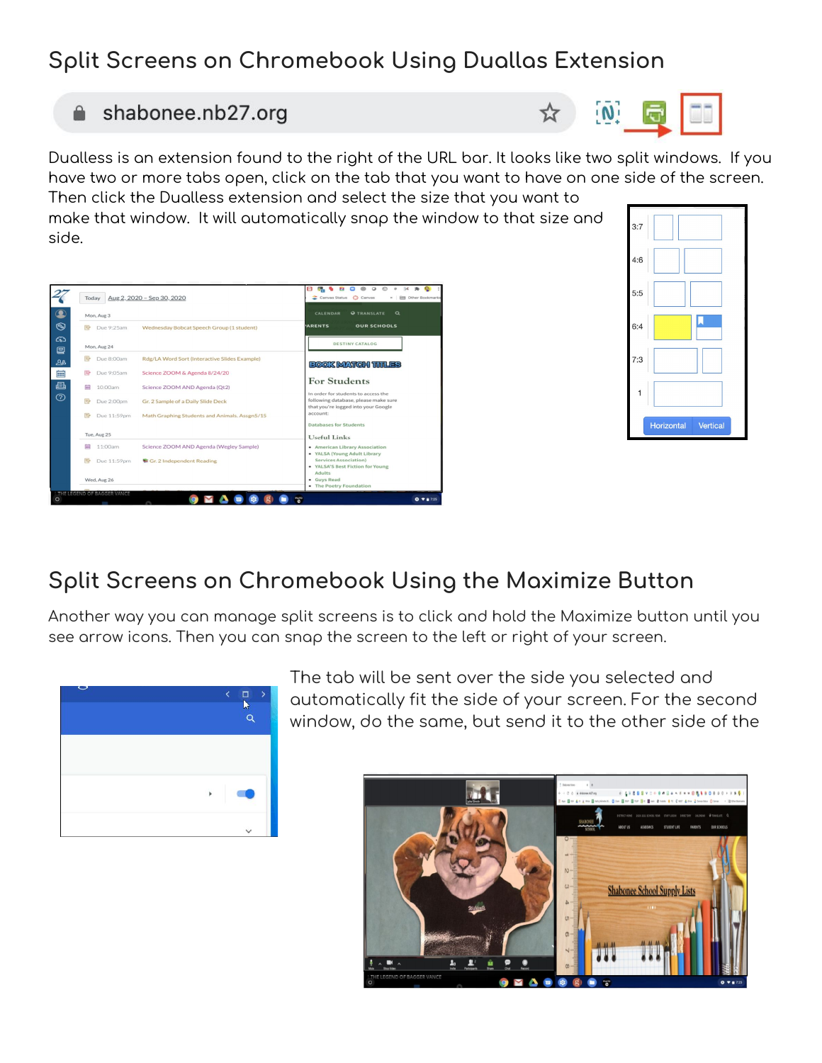# Split Screens on Chromebook Using Duallas Extension

Dualless is an extension found to the right of the URL bar. It looks like two split windows. If you have two or more tabs open, click on the tab that you want to have on one side of the screen. Then click the Dualless extension and select the size that you want to make that window. It will automatically snap the window to that size and side.

# Split Screens on Chromebook Using the Maximize Button

Another way you can manage split screens is to click and hold the Maximize button until you see arrow icons. Then you can snap the screen to the left or right of your screen.

The tab will be sent over the side you selected and automatically fit the side of your screen. For the second window, do the same, but send it to the other side of the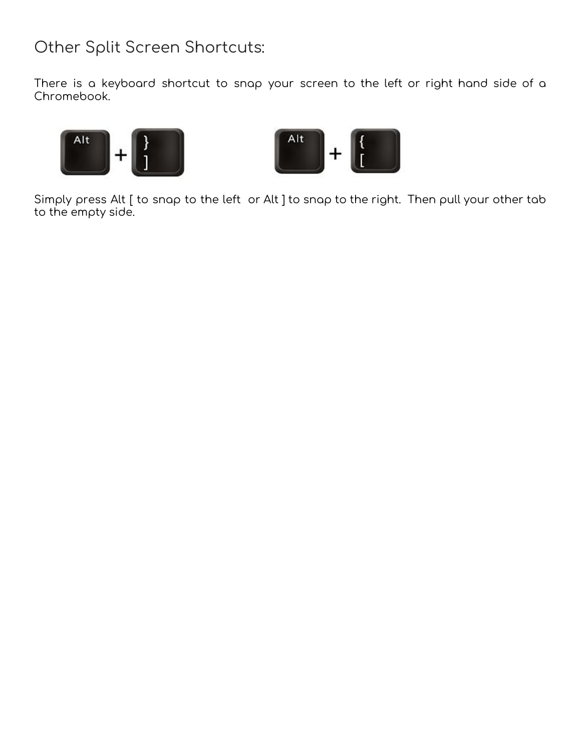## Other Split Screen Shortcuts:

There is a keyboard shortcut to snap your screen to the left or right hand side of a Chromebook.

Simply press Alt [ to snap to the left  or Alt ] to snap to the right.  Then pull your other tab to the empty side.